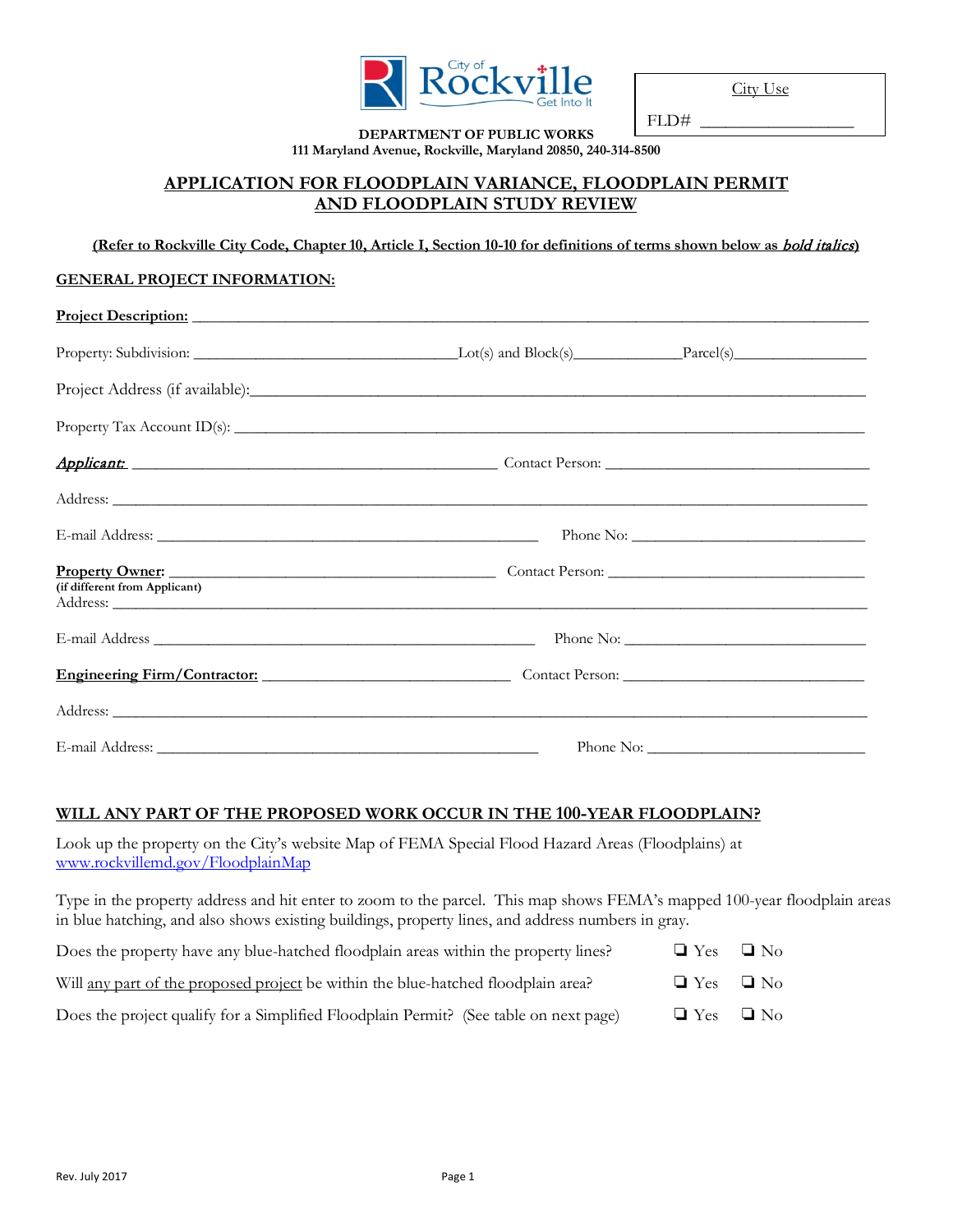City of Rockville – Get Into It

City Use

FLD# __________________

**DEPARTMENT OF PUBLIC WORKS**
**111 Maryland Avenue, Rockville, Maryland 20850, 240-314-8500**

# APPLICATION FOR FLOODPLAIN VARIANCE, FLOODPLAIN PERMIT AND FLOODPLAIN STUDY REVIEW

**(Refer to Rockville City Code, Chapter 10, Article I, Section 10-10 for definitions of terms shown below as *bold italics*)**

## GENERAL PROJECT INFORMATION:

**Project Description:** ______________________________________________________________________

Property: Subdivision: ________________________________ Lot(s) and Block(s) ______________ Parcel(s) ________________

Project Address (if available): ______________________________________________________________________

Property Tax Account ID(s): ______________________________________________________________________

***Applicant:*** _____________________________________________ Contact Person: _________________________________

Address: ______________________________________________________________________

E-mail Address: _______________________________________________ Phone No: _____________________________

**Property Owner:** __________________________________________ Contact Person: _________________________________
**(if different from Applicant)**
Address: ______________________________________________________________________

E-mail Address _______________________________________________ Phone No: _____________________________

**Engineering Firm/Contractor:** ______________________________ Contact Person: _______________________________

Address: ______________________________________________________________________

E-mail Address: _______________________________________________ Phone No: _____________________________

## WILL ANY PART OF THE PROPOSED WORK OCCUR IN THE 100-YEAR FLOODPLAIN?

Look up the property on the City's website Map of FEMA Special Flood Hazard Areas (Floodplains) at www.rockvillemd.gov/FloodplainMap

Type in the property address and hit enter to zoom to the parcel. This map shows FEMA's mapped 100-year floodplain areas in blue hatching, and also shows existing buildings, property lines, and address numbers in gray.

Does the property have any blue-hatched floodplain areas within the property lines? ❑ Yes ❑ No

Will any part of the proposed project be within the blue-hatched floodplain area? ❑ Yes ❑ No

Does the project qualify for a Simplified Floodplain Permit? (See table on next page) ❑ Yes ❑ No

Rev. July 2017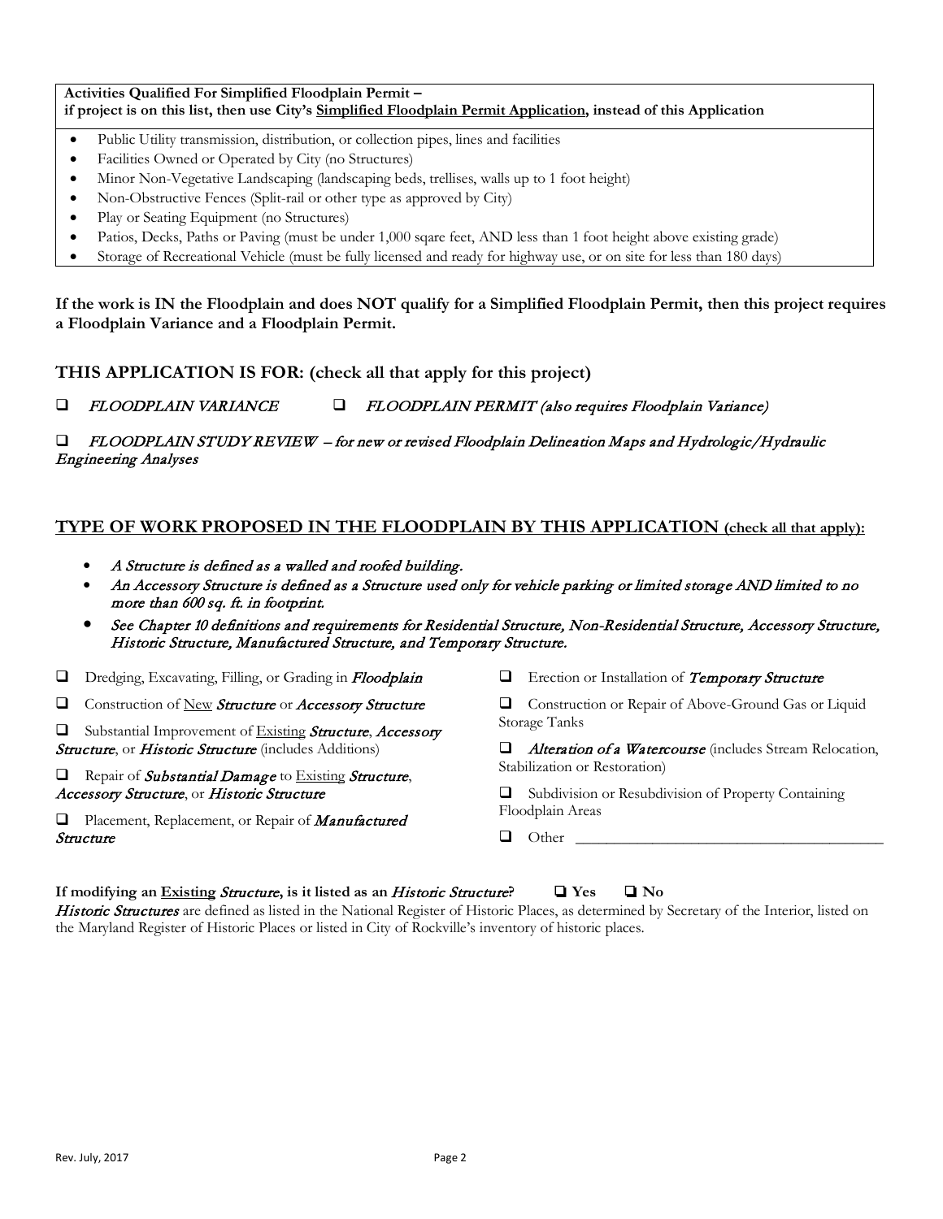**Activities Qualified For Simplified Floodplain Permit –**
**if project is on this list, then use City's <u>Simplified Floodplain Permit Application</u>, instead of this Application**

- Public Utility transmission, distribution, or collection pipes, lines and facilities
- Facilities Owned or Operated by City (no Structures)
- Minor Non-Vegetative Landscaping (landscaping beds, trellises, walls up to 1 foot height)
- Non-Obstructive Fences (Split-rail or other type as approved by City)
- Play or Seating Equipment (no Structures)
- Patios, Decks, Paths or Paving (must be under 1,000 sqare feet, AND less than 1 foot height above existing grade)
- Storage of Recreational Vehicle (must be fully licensed and ready for highway use, or on site for less than 180 days)

**If the work is IN the Floodplain and does NOT qualify for a Simplified Floodplain Permit, then this project requires a Floodplain Variance and a Floodplain Permit.**

## THIS APPLICATION IS FOR: (check all that apply for this project)

❑ *FLOODPLAIN VARIANCE* ❑ *FLOODPLAIN PERMIT (also requires Floodplain Variance)*

❑ *FLOODPLAIN STUDY REVIEW – for new or revised Floodplain Delineation Maps and Hydrologic/Hydraulic Engineering Analyses*

## <u>TYPE OF WORK PROPOSED IN THE FLOODPLAIN BY THIS APPLICATION</u> <u>(check all that apply):</u>

- *A Structure is defined as a walled and roofed building.*
- *An Accessory Structure is defined as a Structure used only for vehicle parking or limited storage AND limited to no more than 600 sq. ft. in footprint.*
- *See Chapter 10 definitions and requirements for Residential Structure, Non-Residential Structure, Accessory Structure, Historic Structure, Manufactured Structure, and Temporary Structure.*

❑ Dredging, Excavating, Filling, or Grading in *Floodplain*

❑ Construction of <u>New</u> *Structure* or *Accessory Structure*

❑ Substantial Improvement of <u>Existing</u> *Structure*, *Accessory Structure*, or *Historic Structure* (includes Additions)

❑ Repair of *Substantial Damage* to <u>Existing</u> *Structure*, *Accessory Structure*, or *Historic Structure*

❑ Placement, Replacement, or Repair of *Manufactured Structure*

❑ Erection or Installation of *Temporary Structure*

❑ Construction or Repair of Above-Ground Gas or Liquid Storage Tanks

❑ *Alteration of a Watercourse* (includes Stream Relocation, Stabilization or Restoration)

❑ Subdivision or Resubdivision of Property Containing Floodplain Areas

❑ Other ________________________________________

**If modifying an <u>Existing</u> *Structure*, is it listed as an *Historic Structure*?** ❑ **Yes** ❑ **No**

*Historic Structures* are defined as listed in the National Register of Historic Places, as determined by Secretary of the Interior, listed on the Maryland Register of Historic Places or listed in City of Rockville's inventory of historic places.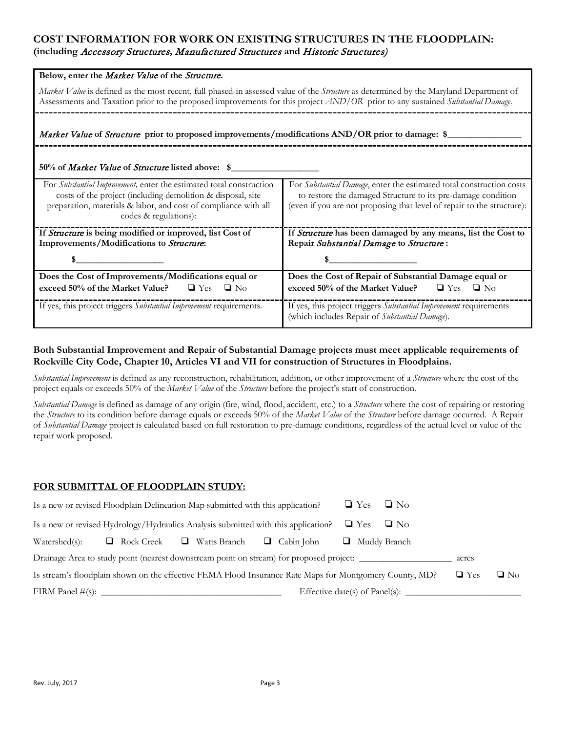## COST INFORMATION FOR WORK ON EXISTING STRUCTURES IN THE FLOODPLAIN:
**(including *Accessory Structures*, *Manufactured Structures* and *Historic Structures*)**

**Below, enter the *Market Value* of the *Structure*.**

*Market Value* is defined as the most recent, full phased-in assessed value of the *Structure* as determined by the Maryland Department of Assessments and Taxation prior to the proposed improvements for this project *AND/OR* prior to any sustained *Substantial Damage*.

***Market Value* of *Structure* prior to proposed improvements/modifications AND/OR prior to damage: $________________**

**50% of *Market Value* of *Structure* listed above: $__________________**

| For *Substantial Improvement,* enter the estimated total construction costs of the project (including demolition & disposal, site preparation, materials & labor, and cost of compliance with all codes & regulations): | For *Substantial Damage*, enter the estimated total construction costs to restore the damaged Structure to its pre-damage condition (even if you are not proposing that level of repair to the structure): |
|---|---|
| **If *Structure* is being modified or improved, list Cost of Improvements/Modifications to *Structure*:** $__________________ | **If *Structure* has been damaged by any means, list the Cost to Repair *Substantial Damage* to *Structure* :** $__________________ |
| **Does the Cost of Improvements/Modifications equal or exceed 50% of the Market Value?** ❑ Yes ❑ No | **Does the Cost of Repair of Substantial Damage equal or exceed 50% of the Market Value?** ❑ Yes ❑ No |
| If yes, this project triggers *Substantial Improvement* requirements. | If yes, this project triggers *Substantial Improvement* requirements (which includes Repair of *Substantial Damage*). |

**Both Substantial Improvement and Repair of Substantial Damage projects must meet applicable requirements of Rockville City Code, Chapter 10, Articles VI and VII for construction of Structures in Floodplains.**

*Substantial Improvement* is defined as any reconstruction, rehabilitation, addition, or other improvement of a *Structure* where the cost of the project equals or exceeds 50% of the *Market Value* of the *Structure* before the project's start of construction.

*Substantial Damage* is defined as damage of any origin (fire, wind, flood, accident, etc.) to a *Structure* where the cost of repairing or restoring the *Structure* to its condition before damage equals or exceeds 50% of the *Market Value* of the *Structure* before damage occurred. A Repair of *Substantial Damage* project is calculated based on full restoration to pre-damage conditions, regardless of the actual level or value of the repair work proposed.

### FOR SUBMITTAL OF FLOODPLAIN STUDY:

Is a new or revised Floodplain Delineation Map submitted with this application? ❑ Yes ❑ No

Is a new or revised Hydrology/Hydraulics Analysis submitted with this application? ❑ Yes ❑ No

Watershed(s): ❑ Rock Creek ❑ Watts Branch ❑ Cabin John ❑ Muddy Branch

Drainage Area to study point (nearest downstream point on stream) for proposed project: ____________________ acres

Is stream's floodplain shown on the effective FEMA Flood Insurance Rate Maps for Montgomery County, MD? ❑ Yes ❑ No

FIRM Panel #(s): ________________________________________ Effective date(s) of Panel(s): _________________________

Rev. July, 2017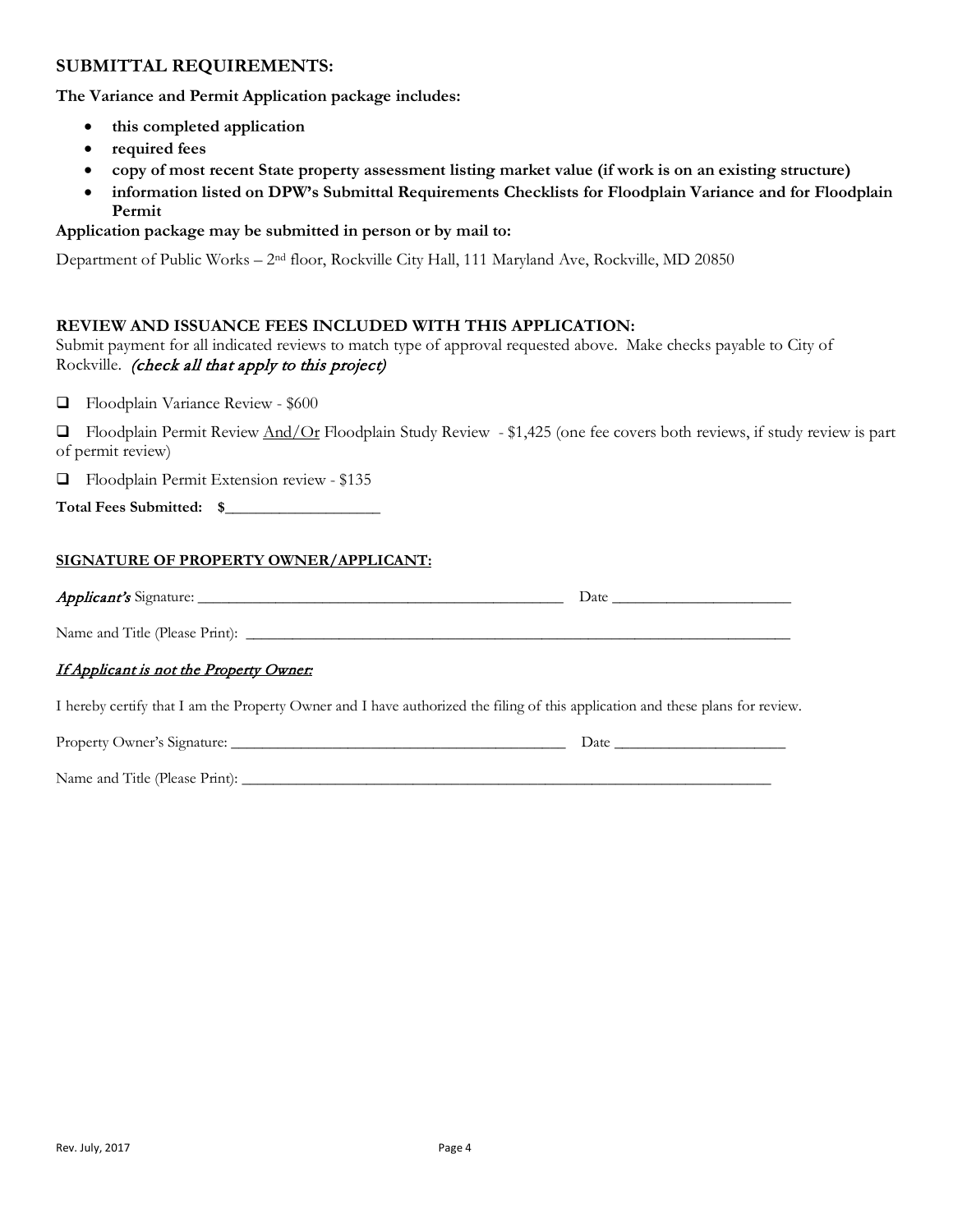## SUBMITTAL REQUIREMENTS:

**The Variance and Permit Application package includes:**

- **this completed application**
- **required fees**
- **copy of most recent State property assessment listing market value (if work is on an existing structure)**
- **information listed on DPW's Submittal Requirements Checklists for Floodplain Variance and for Floodplain Permit**

**Application package may be submitted in person or by mail to:**

Department of Public Works – 2nd floor, Rockville City Hall, 111 Maryland Ave, Rockville, MD 20850

## REVIEW AND ISSUANCE FEES INCLUDED WITH THIS APPLICATION:

Submit payment for all indicated reviews to match type of approval requested above. Make checks payable to City of Rockville. ***(check all that apply to this project)***

☐ Floodplain Variance Review - $600

☐ Floodplain Permit Review And/Or Floodplain Study Review - $1,425 (one fee covers both reviews, if study review is part of permit review)

☐ Floodplain Permit Extension review - $135

**Total Fees Submitted: $__________________**

**SIGNATURE OF PROPERTY OWNER/APPLICANT:**

***Applicant's*** Signature: ____________________________________________ Date ____________________

Name and Title (Please Print): ________________________________________________________________

***If Applicant is not the Property Owner:***

I hereby certify that I am the Property Owner and I have authorized the filing of this application and these plans for review.

Property Owner's Signature: ________________________________________ Date ____________________

Name and Title (Please Print): ________________________________________________________________

Rev. July, 2017